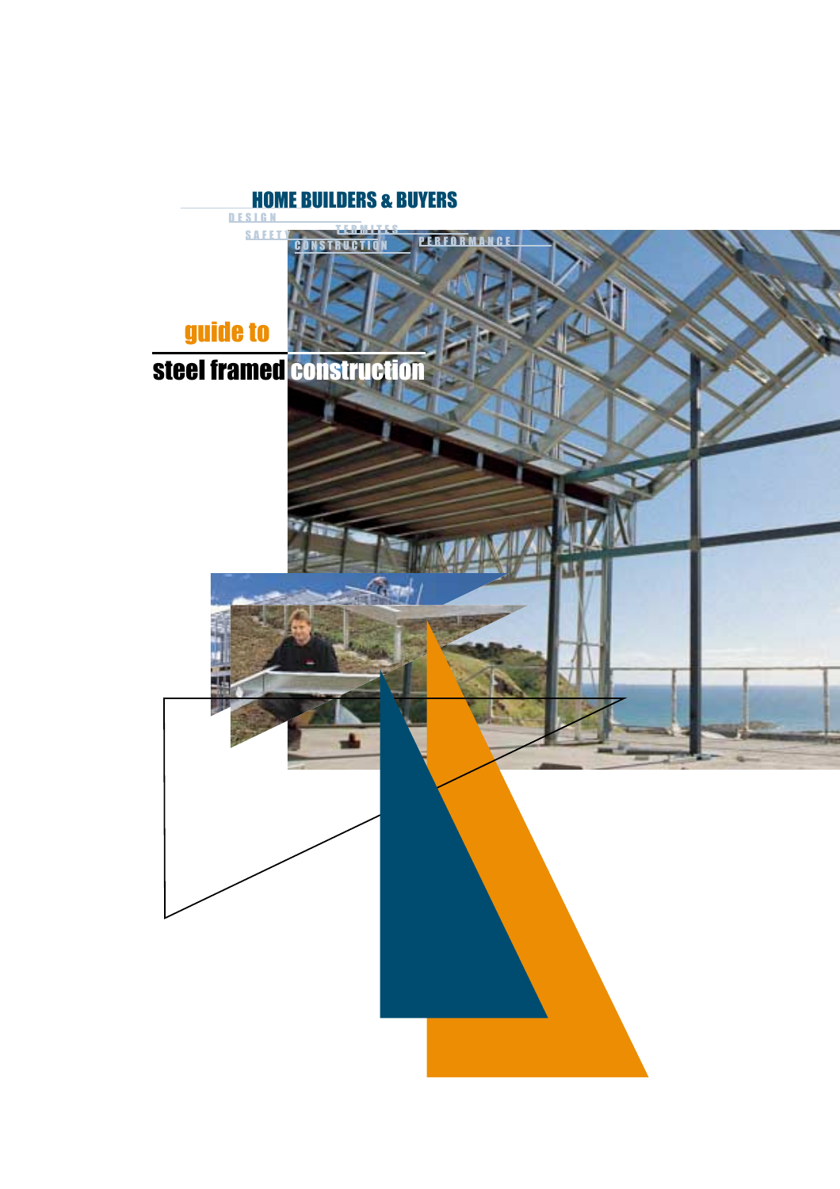HOME BUILDERS & BUYERS

DESIGN

SAFETY

TERMITES

CONSTRUCTION

PERFORMANCE

# guide to steel framed construction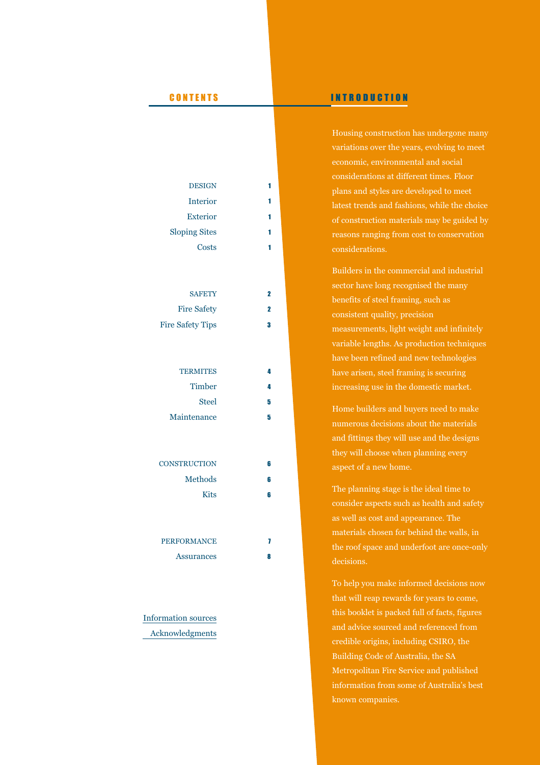## CONTENTS

| | |
|---|---|
| DESIGN | 1 |
| Interior | 1 |
| Exterior | 1 |
| Sloping Sites | 1 |
| Costs | 1 |
| SAFETY | 2 |
| Fire Safety | 2 |
| Fire Safety Tips | 3 |
| TERMITES | 4 |
| Timber | 4 |
| Steel | 5 |
| Maintenance | 5 |
| CONSTRUCTION | 6 |
| Methods | 6 |
| Kits | 6 |
| PERFORMANCE | 7 |
| Assurances | 8 |

Information sources

Acknowledgments

## INTRODUCTION

Housing construction has undergone many variations over the years, evolving to meet economic, environmental and social considerations at different times. Floor plans and styles are developed to meet latest trends and fashions, while the choice of construction materials may be guided by reasons ranging from cost to conservation considerations.

Builders in the commercial and industrial sector have long recognised the many benefits of steel framing, such as consistent quality, precision measurements, light weight and infinitely variable lengths. As production techniques have been refined and new technologies have arisen, steel framing is securing increasing use in the domestic market.

Home builders and buyers need to make numerous decisions about the materials and fittings they will use and the designs they will choose when planning every aspect of a new home.

The planning stage is the ideal time to consider aspects such as health and safety as well as cost and appearance. The materials chosen for behind the walls, in the roof space and underfoot are once-only decisions.

To help you make informed decisions now that will reap rewards for years to come, this booklet is packed full of facts, figures and advice sourced and referenced from credible origins, including CSIRO, the Building Code of Australia, the SA Metropolitan Fire Service and published information from some of Australia's best known companies.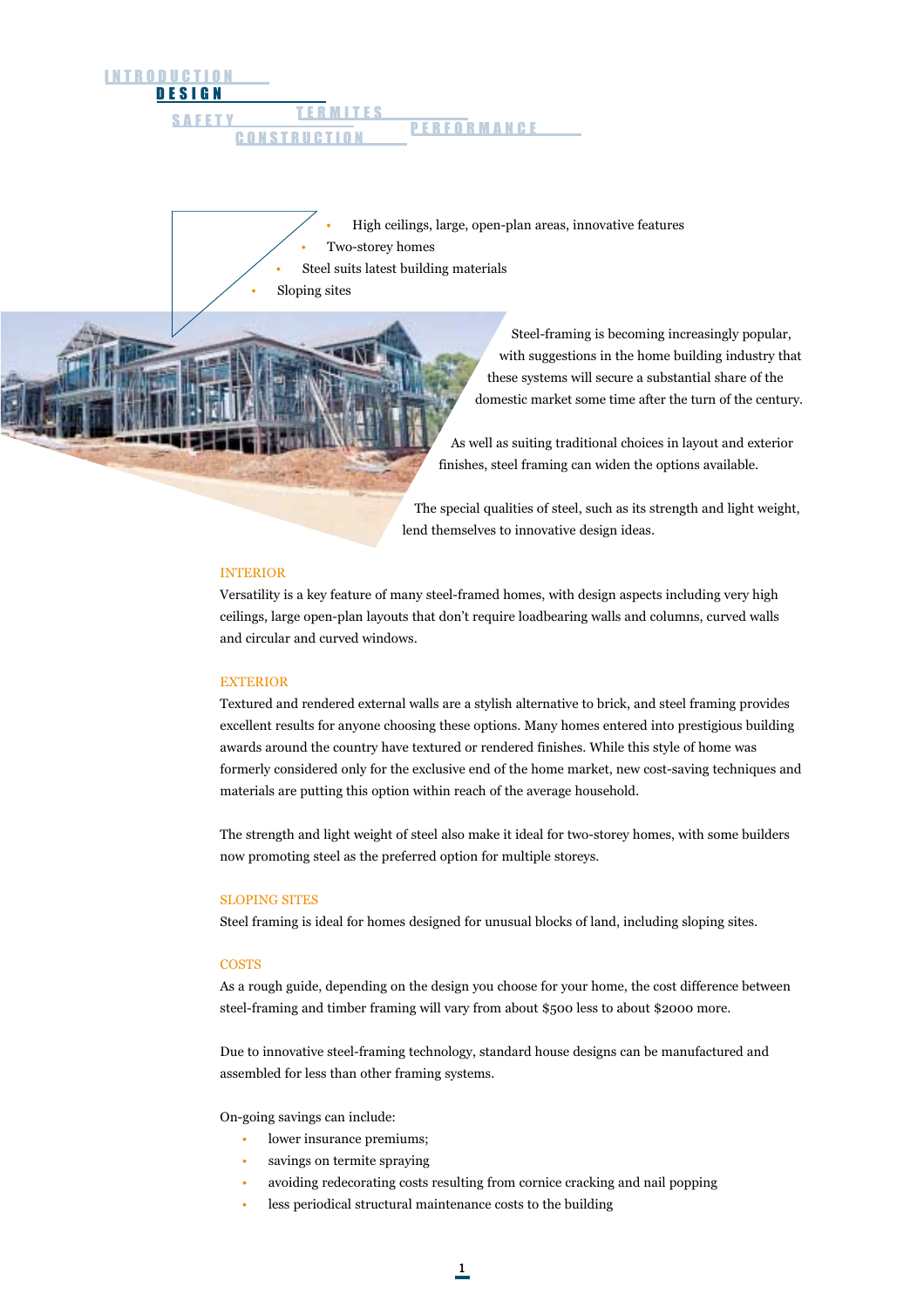# DESIGN

- High ceilings, large, open-plan areas, innovative features
- Two-storey homes
- Steel suits latest building materials
- Sloping sites

Steel-framing is becoming increasingly popular, with suggestions in the home building industry that these systems will secure a substantial share of the domestic market some time after the turn of the century.

As well as suiting traditional choices in layout and exterior finishes, steel framing can widen the options available.

The special qualities of steel, such as its strength and light weight, lend themselves to innovative design ideas.

## INTERIOR

Versatility is a key feature of many steel-framed homes, with design aspects including very high ceilings, large open-plan layouts that don't require loadbearing walls and columns, curved walls and circular and curved windows.

## EXTERIOR

Textured and rendered external walls are a stylish alternative to brick, and steel framing provides excellent results for anyone choosing these options. Many homes entered into prestigious building awards around the country have textured or rendered finishes. While this style of home was formerly considered only for the exclusive end of the home market, new cost-saving techniques and materials are putting this option within reach of the average household.

The strength and light weight of steel also make it ideal for two-storey homes, with some builders now promoting steel as the preferred option for multiple storeys.

## SLOPING SITES

Steel framing is ideal for homes designed for unusual blocks of land, including sloping sites.

## COSTS

As a rough guide, depending on the design you choose for your home, the cost difference between steel-framing and timber framing will vary from about $500 less to about $2000 more.

Due to innovative steel-framing technology, standard house designs can be manufactured and assembled for less than other framing systems.

On-going savings can include:

- lower insurance premiums;
- savings on termite spraying
- avoiding redecorating costs resulting from cornice cracking and nail popping
- less periodical structural maintenance costs to the building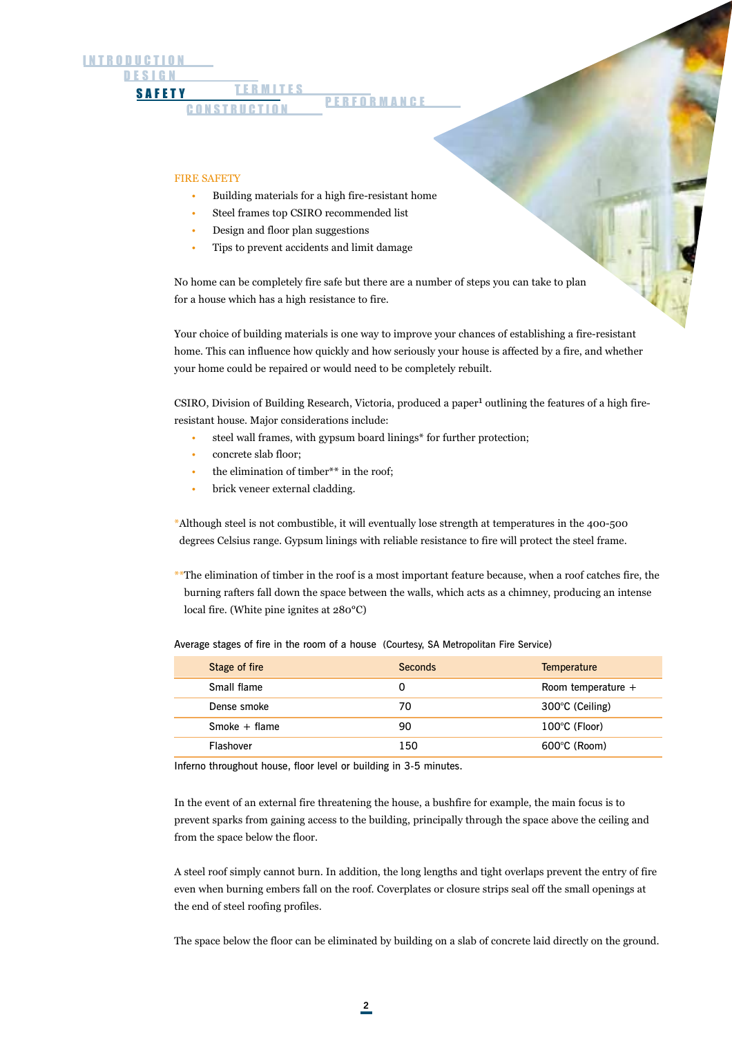INTRODUCTION
DESIGN
**SAFETY**
TERMITES
CONSTRUCTION
PERFORMANCE

## FIRE SAFETY

- Building materials for a high fire-resistant home
- Steel frames top CSIRO recommended list
- Design and floor plan suggestions
- Tips to prevent accidents and limit damage

No home can be completely fire safe but there are a number of steps you can take to plan for a house which has a high resistance to fire.

Your choice of building materials is one way to improve your chances of establishing a fire-resistant home. This can influence how quickly and how seriously your house is affected by a fire, and whether your home could be repaired or would need to be completely rebuilt.

CSIRO, Division of Building Research, Victoria, produced a paper[1] outlining the features of a high fire-resistant house. Major considerations include:

- steel wall frames, with gypsum board linings* for further protection;
- concrete slab floor;
- the elimination of timber** in the roof;
- brick veneer external cladding.

*Although steel is not combustible, it will eventually lose strength at temperatures in the 400-500 degrees Celsius range. Gypsum linings with reliable resistance to fire will protect the steel frame.

**The elimination of timber in the roof is a most important feature because, when a roof catches fire, the burning rafters fall down the space between the walls, which acts as a chimney, producing an intense local fire. (White pine ignites at 280°C)

Average stages of fire in the room of a house (Courtesy, SA Metropolitan Fire Service)

| Stage of fire | Seconds | Temperature |
|---|---|---|
| Small flame | 0 | Room temperature + |
| Dense smoke | 70 | 300°C (Ceiling) |
| Smoke + flame | 90 | 100°C (Floor) |
| Flashover | 150 | 600°C (Room) |

Inferno throughout house, floor level or building in 3-5 minutes.

In the event of an external fire threatening the house, a bushfire for example, the main focus is to prevent sparks from gaining access to the building, principally through the space above the ceiling and from the space below the floor.

A steel roof simply cannot burn. In addition, the long lengths and tight overlaps prevent the entry of fire even when burning embers fall on the roof. Coverplates or closure strips seal off the small openings at the end of steel roofing profiles.

The space below the floor can be eliminated by building on a slab of concrete laid directly on the ground.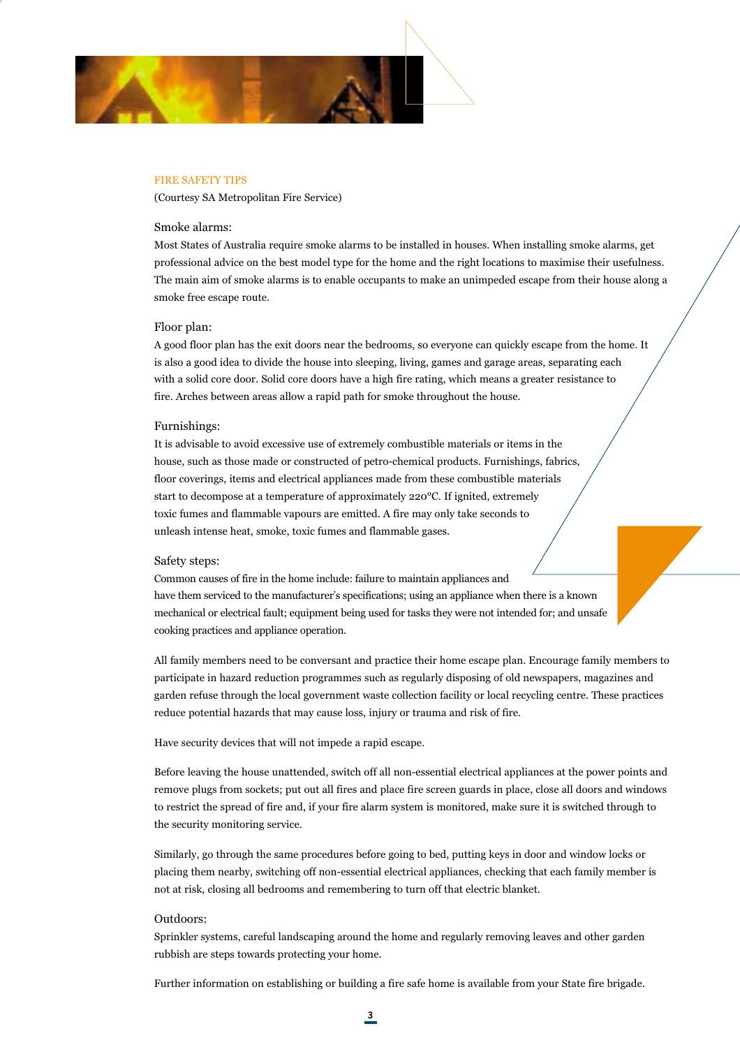## FIRE SAFETY TIPS

(Courtesy SA Metropolitan Fire Service)

### Smoke alarms:

Most States of Australia require smoke alarms to be installed in houses. When installing smoke alarms, get professional advice on the best model type for the home and the right locations to maximise their usefulness. The main aim of smoke alarms is to enable occupants to make an unimpeded escape from their house along a smoke free escape route.

### Floor plan:

A good floor plan has the exit doors near the bedrooms, so everyone can quickly escape from the home. It is also a good idea to divide the house into sleeping, living, games and garage areas, separating each with a solid core door. Solid core doors have a high fire rating, which means a greater resistance to fire. Arches between areas allow a rapid path for smoke throughout the house.

### Furnishings:

It is advisable to avoid excessive use of extremely combustible materials or items in the house, such as those made or constructed of petro-chemical products. Furnishings, fabrics, floor coverings, items and electrical appliances made from these combustible materials start to decompose at a temperature of approximately 220°C. If ignited, extremely toxic fumes and flammable vapours are emitted. A fire may only take seconds to unleash intense heat, smoke, toxic fumes and flammable gases.

### Safety steps:

Common causes of fire in the home include: failure to maintain appliances and have them serviced to the manufacturer's specifications; using an appliance when there is a known mechanical or electrical fault; equipment being used for tasks they were not intended for; and unsafe cooking practices and appliance operation.

All family members need to be conversant and practice their home escape plan. Encourage family members to participate in hazard reduction programmes such as regularly disposing of old newspapers, magazines and garden refuse through the local government waste collection facility or local recycling centre. These practices reduce potential hazards that may cause loss, injury or trauma and risk of fire.

Have security devices that will not impede a rapid escape.

Before leaving the house unattended, switch off all non-essential electrical appliances at the power points and remove plugs from sockets; put out all fires and place fire screen guards in place, close all doors and windows to restrict the spread of fire and, if your fire alarm system is monitored, make sure it is switched through to the security monitoring service.

Similarly, go through the same procedures before going to bed, putting keys in door and window locks or placing them nearby, switching off non-essential electrical appliances, checking that each family member is not at risk, closing all bedrooms and remembering to turn off that electric blanket.

### Outdoors:

Sprinkler systems, careful landscaping around the home and regularly removing leaves and other garden rubbish are steps towards protecting your home.

Further information on establishing or building a fire safe home is available from your State fire brigade.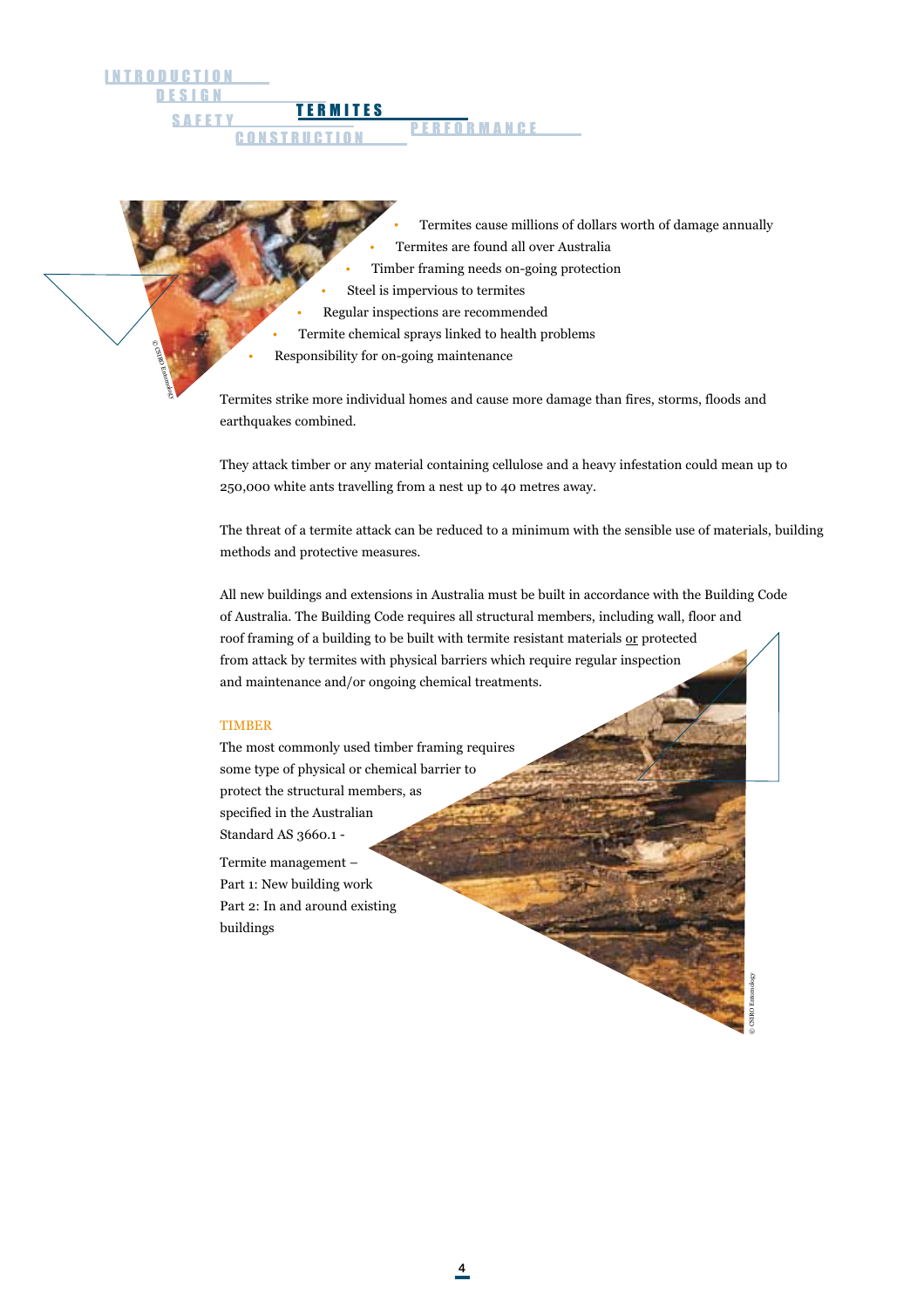# TERMITES

- Termites cause millions of dollars worth of damage annually
- Termites are found all over Australia
- Timber framing needs on-going protection
- Steel is impervious to termites
- Regular inspections are recommended
- Termite chemical sprays linked to health problems
- Responsibility for on-going maintenance

Termites strike more individual homes and cause more damage than fires, storms, floods and earthquakes combined.

They attack timber or any material containing cellulose and a heavy infestation could mean up to 250,000 white ants travelling from a nest up to 40 metres away.

The threat of a termite attack can be reduced to a minimum with the sensible use of materials, building methods and protective measures.

All new buildings and extensions in Australia must be built in accordance with the Building Code of Australia. The Building Code requires all structural members, including wall, floor and roof framing of a building to be built with termite resistant materials <u>or</u> protected from attack by termites with physical barriers which require regular inspection and maintenance and/or ongoing chemical treatments.

## TIMBER

The most commonly used timber framing requires some type of physical or chemical barrier to protect the structural members, as specified in the Australian Standard AS 3660.1 -

Termite management –
Part 1: New building work
Part 2: In and around existing buildings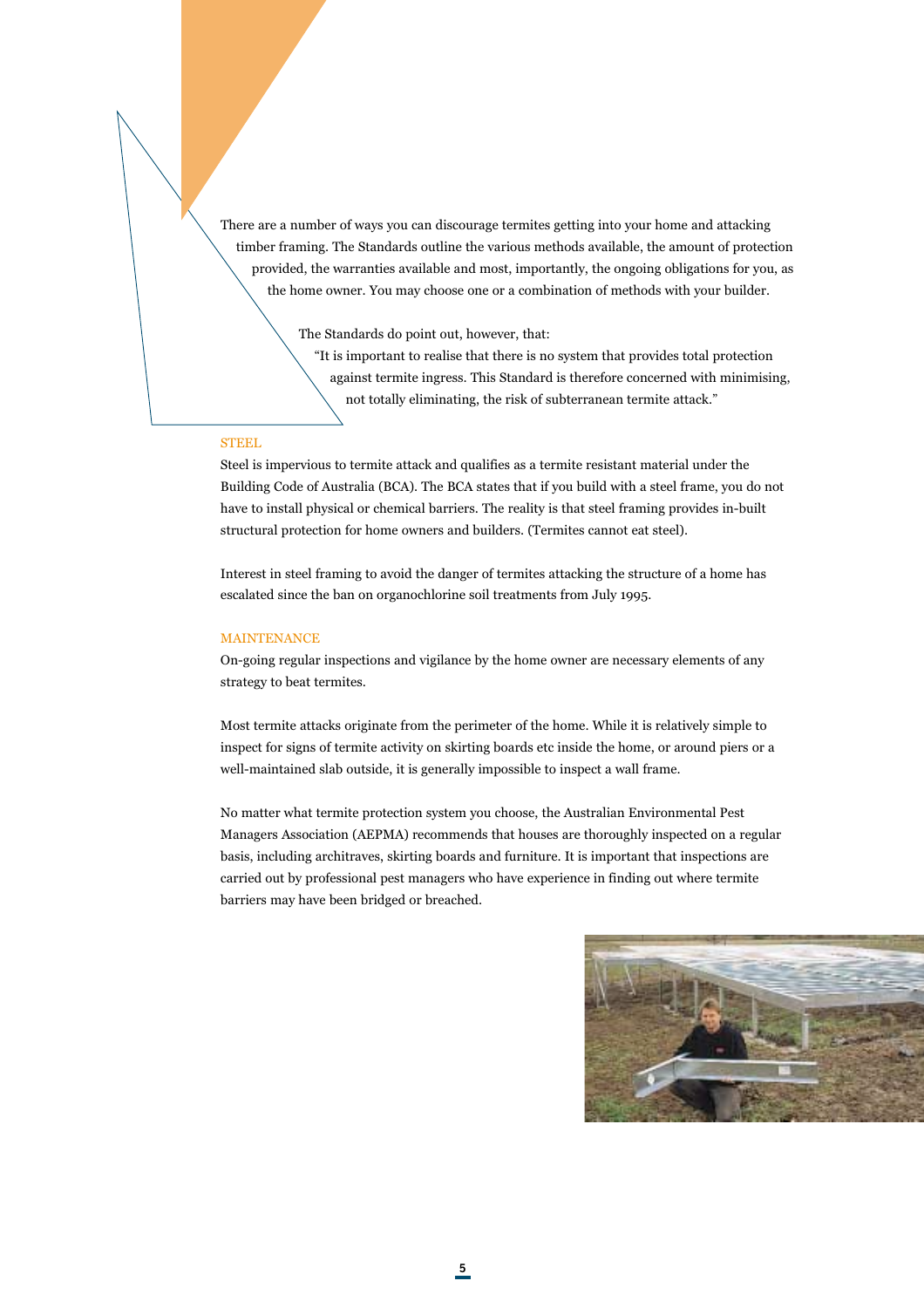There are a number of ways you can discourage termites getting into your home and attacking timber framing. The Standards outline the various methods available, the amount of protection provided, the warranties available and most, importantly, the ongoing obligations for you, as the home owner. You may choose one or a combination of methods with your builder.

The Standards do point out, however, that:

"It is important to realise that there is no system that provides total protection against termite ingress. This Standard is therefore concerned with minimising, not totally eliminating, the risk of subterranean termite attack."

## STEEL

Steel is impervious to termite attack and qualifies as a termite resistant material under the Building Code of Australia (BCA). The BCA states that if you build with a steel frame, you do not have to install physical or chemical barriers. The reality is that steel framing provides in-built structural protection for home owners and builders. (Termites cannot eat steel).

Interest in steel framing to avoid the danger of termites attacking the structure of a home has escalated since the ban on organochlorine soil treatments from July 1995.

## MAINTENANCE

On-going regular inspections and vigilance by the home owner are necessary elements of any strategy to beat termites.

Most termite attacks originate from the perimeter of the home. While it is relatively simple to inspect for signs of termite activity on skirting boards etc inside the home, or around piers or a well-maintained slab outside, it is generally impossible to inspect a wall frame.

No matter what termite protection system you choose, the Australian Environmental Pest Managers Association (AEPMA) recommends that houses are thoroughly inspected on a regular basis, including architraves, skirting boards and furniture. It is important that inspections are carried out by professional pest managers who have experience in finding out where termite barriers may have been bridged or breached.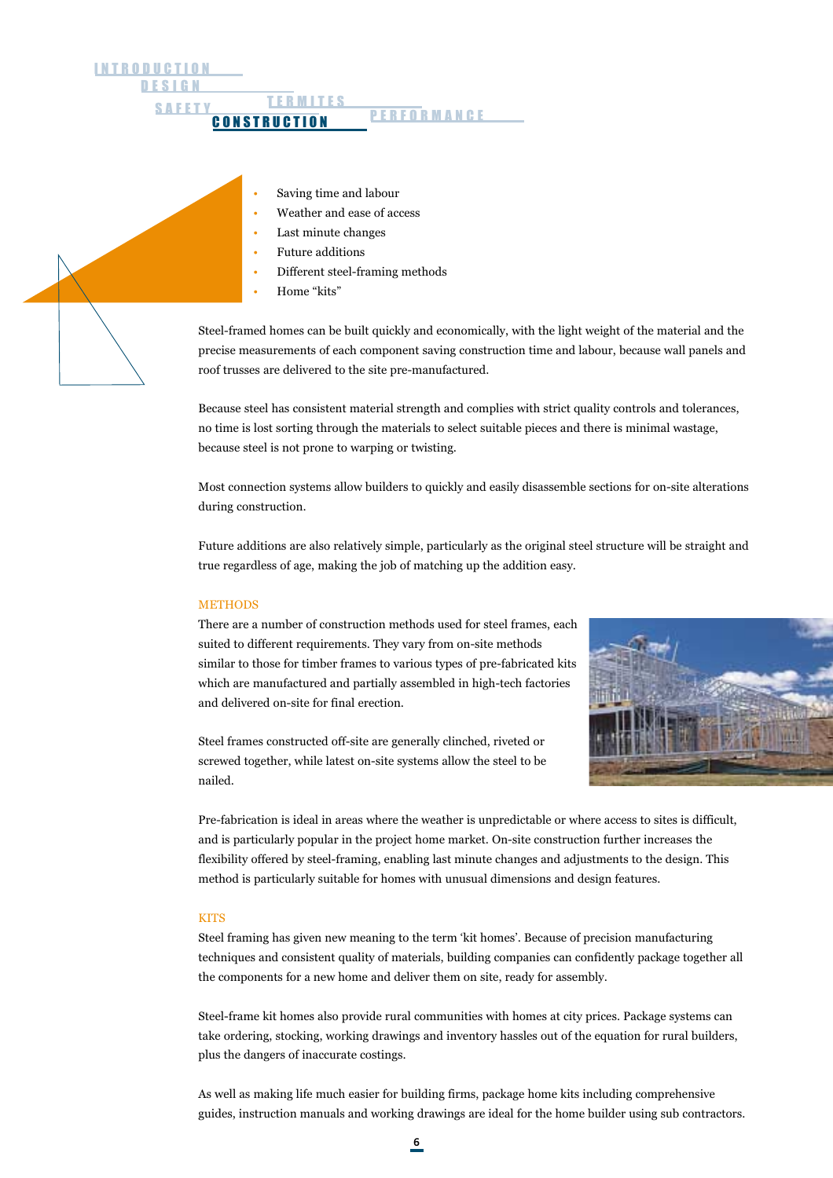# CONSTRUCTION

- Saving time and labour
- Weather and ease of access
- Last minute changes
- Future additions
- Different steel-framing methods
- Home "kits"

Steel-framed homes can be built quickly and economically, with the light weight of the material and the precise measurements of each component saving construction time and labour, because wall panels and roof trusses are delivered to the site pre-manufactured.

Because steel has consistent material strength and complies with strict quality controls and tolerances, no time is lost sorting through the materials to select suitable pieces and there is minimal wastage, because steel is not prone to warping or twisting.

Most connection systems allow builders to quickly and easily disassemble sections for on-site alterations during construction.

Future additions are also relatively simple, particularly as the original steel structure will be straight and true regardless of age, making the job of matching up the addition easy.

## METHODS

There are a number of construction methods used for steel frames, each suited to different requirements. They vary from on-site methods similar to those for timber frames to various types of pre-fabricated kits which are manufactured and partially assembled in high-tech factories and delivered on-site for final erection.

Steel frames constructed off-site are generally clinched, riveted or screwed together, while latest on-site systems allow the steel to be nailed.

Pre-fabrication is ideal in areas where the weather is unpredictable or where access to sites is difficult, and is particularly popular in the project home market. On-site construction further increases the flexibility offered by steel-framing, enabling last minute changes and adjustments to the design. This method is particularly suitable for homes with unusual dimensions and design features.

## KITS

Steel framing has given new meaning to the term 'kit homes'. Because of precision manufacturing techniques and consistent quality of materials, building companies can confidently package together all the components for a new home and deliver them on site, ready for assembly.

Steel-frame kit homes also provide rural communities with homes at city prices. Package systems can take ordering, stocking, working drawings and inventory hassles out of the equation for rural builders, plus the dangers of inaccurate costings.

As well as making life much easier for building firms, package home kits including comprehensive guides, instruction manuals and working drawings are ideal for the home builder using sub contractors.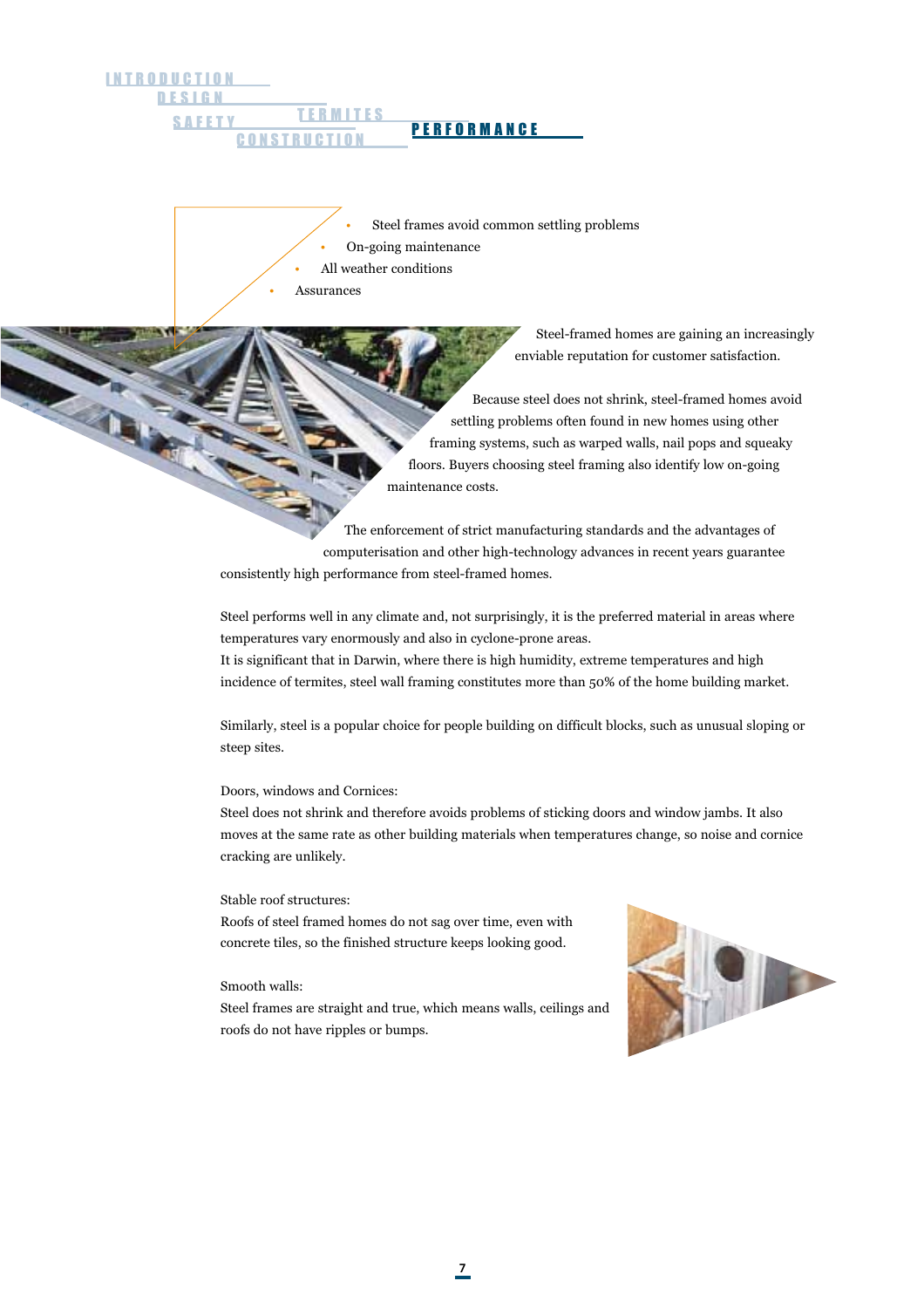# PERFORMANCE

- Steel frames avoid common settling problems
- On-going maintenance
- All weather conditions
- Assurances

Steel-framed homes are gaining an increasingly enviable reputation for customer satisfaction.

Because steel does not shrink, steel-framed homes avoid settling problems often found in new homes using other framing systems, such as warped walls, nail pops and squeaky floors. Buyers choosing steel framing also identify low on-going maintenance costs.

The enforcement of strict manufacturing standards and the advantages of computerisation and other high-technology advances in recent years guarantee consistently high performance from steel-framed homes.

Steel performs well in any climate and, not surprisingly, it is the preferred material in areas where temperatures vary enormously and also in cyclone-prone areas.
It is significant that in Darwin, where there is high humidity, extreme temperatures and high incidence of termites, steel wall framing constitutes more than 50% of the home building market.

Similarly, steel is a popular choice for people building on difficult blocks, such as unusual sloping or steep sites.

Doors, windows and Cornices:
Steel does not shrink and therefore avoids problems of sticking doors and window jambs. It also moves at the same rate as other building materials when temperatures change, so noise and cornice cracking are unlikely.

Stable roof structures:
Roofs of steel framed homes do not sag over time, even with concrete tiles, so the finished structure keeps looking good.

Smooth walls:
Steel frames are straight and true, which means walls, ceilings and roofs do not have ripples or bumps.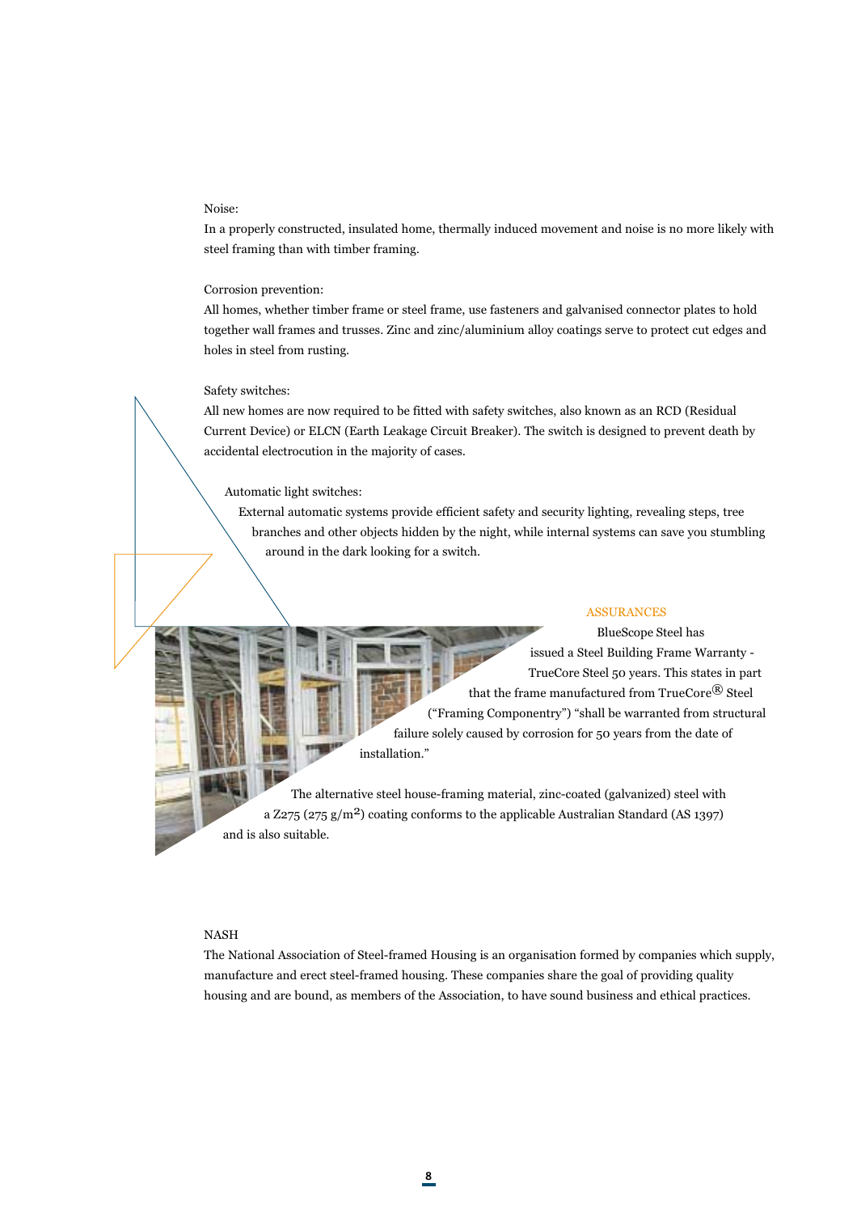Noise:

In a properly constructed, insulated home, thermally induced movement and noise is no more likely with steel framing than with timber framing.

Corrosion prevention:

All homes, whether timber frame or steel frame, use fasteners and galvanised connector plates to hold together wall frames and trusses. Zinc and zinc/aluminium alloy coatings serve to protect cut edges and holes in steel from rusting.

Safety switches:

All new homes are now required to be fitted with safety switches, also known as an RCD (Residual Current Device) or ELCN (Earth Leakage Circuit Breaker). The switch is designed to prevent death by accidental electrocution in the majority of cases.

Automatic light switches:

External automatic systems provide efficient safety and security lighting, revealing steps, tree branches and other objects hidden by the night, while internal systems can save you stumbling around in the dark looking for a switch.

## ASSURANCES

BlueScope Steel has issued a Steel Building Frame Warranty - TrueCore Steel 50 years. This states in part that the frame manufactured from TrueCore® Steel ("Framing Componentry") "shall be warranted from structural failure solely caused by corrosion for 50 years from the date of installation."

The alternative steel house-framing material, zinc-coated (galvanized) steel with a Z275 (275 $g/m^2$) coating conforms to the applicable Australian Standard (AS 1397) and is also suitable.

## NASH

The National Association of Steel-framed Housing is an organisation formed by companies which supply, manufacture and erect steel-framed housing. These companies share the goal of providing quality housing and are bound, as members of the Association, to have sound business and ethical practices.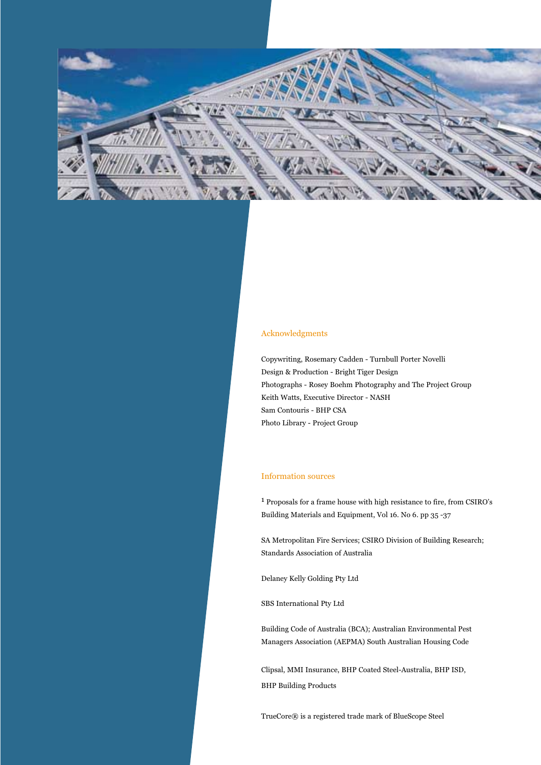## Acknowledgments

Copywriting, Rosemary Cadden - Turnbull Porter Novelli

Design & Production - Bright Tiger Design

Photographs - Rosey Boehm Photography and The Project Group

Keith Watts, Executive Director - NASH

Sam Contouris - BHP CSA

Photo Library - Project Group

## Information sources

[1] Proposals for a frame house with high resistance to fire, from CSIRO's Building Materials and Equipment, Vol 16. No 6. pp 35 -37

SA Metropolitan Fire Services; CSIRO Division of Building Research; Standards Association of Australia

Delaney Kelly Golding Pty Ltd

SBS International Pty Ltd

Building Code of Australia (BCA); Australian Environmental Pest Managers Association (AEPMA) South Australian Housing Code

Clipsal, MMI Insurance, BHP Coated Steel-Australia, BHP ISD, BHP Building Products

TrueCore® is a registered trade mark of BlueScope Steel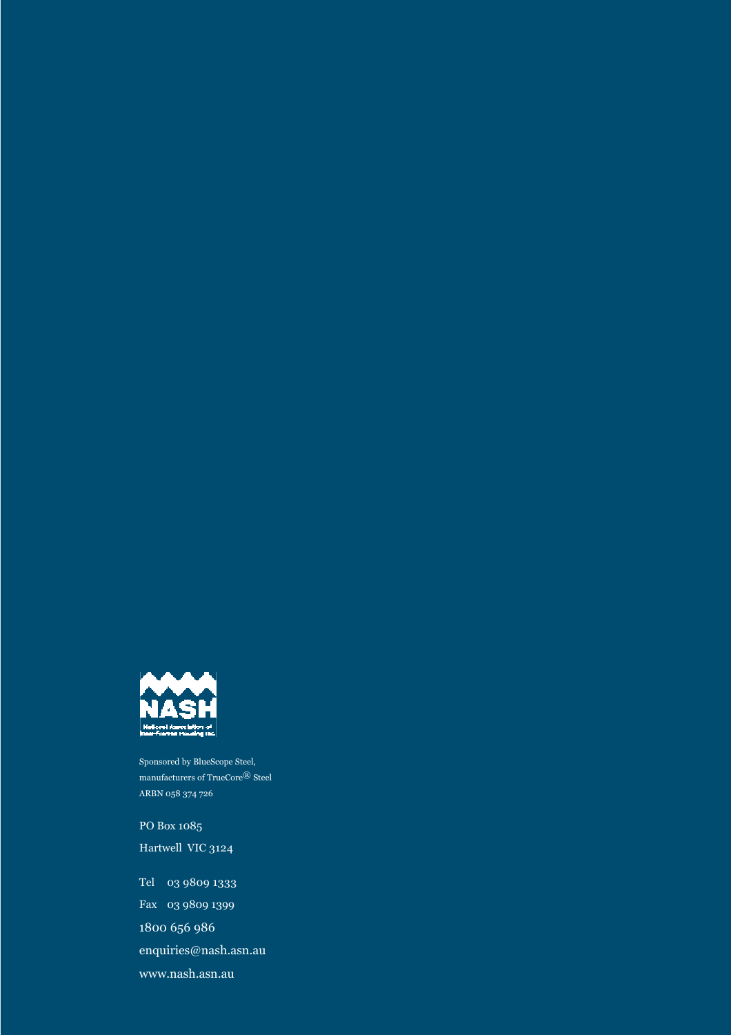NASH

National Association of Steel-Framed Housing Inc.

Sponsored by BlueScope Steel, manufacturers of TrueCore® Steel

ARBN 058 374 726

PO Box 1085

Hartwell VIC 3124

Tel 03 9809 1333

Fax 03 9809 1399

1800 656 986

enquiries@nash.asn.au

www.nash.asn.au